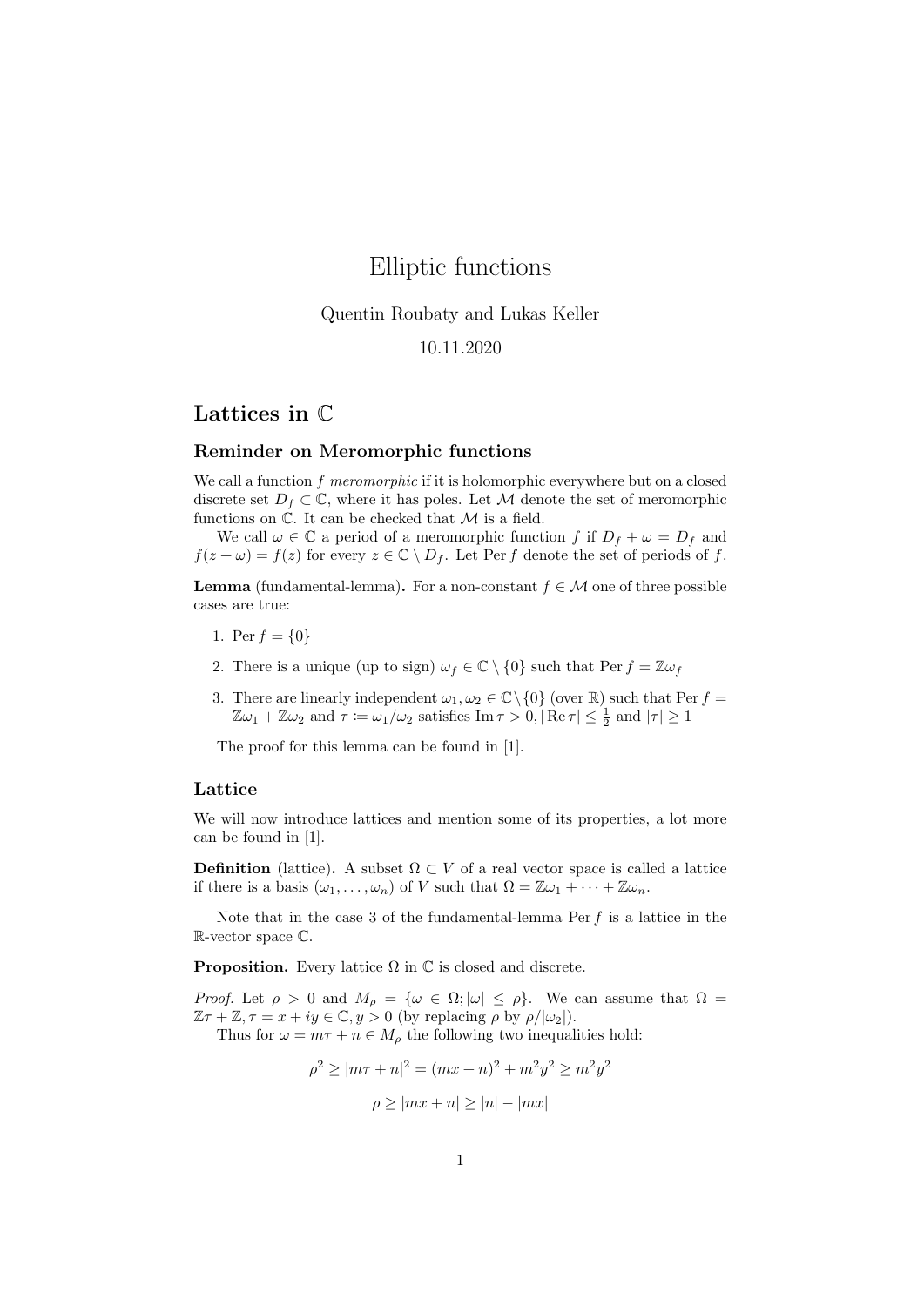# Elliptic functions

Quentin Roubaty and Lukas Keller

10.11.2020

## Lattices in $\mathbb{C}$

### Reminder on Meromorphic functions

We call a function $f$ *meromorphic* if it is holomorphic everywhere but on a closed discrete set $D_f \subset \mathbb{C}$, where it has poles. Let $\mathcal{M}$ denote the set of meromorphic functions on $\mathbb{C}$. It can be checked that $\mathcal{M}$ is a field.

We call $\omega \in \mathbb{C}$ a period of a meromorphic function $f$ if $D_f + \omega = D_f$ and $f(z + \omega) = f(z)$ for every $z \in \mathbb{C} \setminus D_f$. Let $\operatorname{Per} f$ denote the set of periods of $f$.

**Lemma** (fundamental-lemma)**.** For a non-constant $f \in \mathcal{M}$ one of three possible cases are true:

1. $\operatorname{Per} f = \{0\}$
2. There is a unique (up to sign) $\omega_f \in \mathbb{C} \setminus \{0\}$ such that $\operatorname{Per} f = \mathbb{Z}\omega_f$
3. There are linearly independent $\omega_1, \omega_2 \in \mathbb{C} \setminus \{0\}$ (over $\mathbb{R}$) such that $\operatorname{Per} f = \mathbb{Z}\omega_1 + \mathbb{Z}\omega_2$ and $\tau \coloneqq \omega_1/\omega_2$ satisfies $\operatorname{Im} \tau > 0, |\operatorname{Re} \tau| \leq \frac{1}{2}$ and $|\tau| \geq 1$

The proof for this lemma can be found in [1].

### Lattice

We will now introduce lattices and mention some of its properties, a lot more can be found in [1].

**Definition** (lattice)**.** A subset $\Omega \subset V$ of a real vector space is called a lattice if there is a basis $(\omega_1, \dots, \omega_n)$ of $V$ such that $\Omega = \mathbb{Z}\omega_1 + \dots + \mathbb{Z}\omega_n$.

Note that in the case 3 of the fundamental-lemma $\operatorname{Per} f$ is a lattice in the $\mathbb{R}$-vector space $\mathbb{C}$.

**Proposition.** Every lattice $\Omega$ in $\mathbb{C}$ is closed and discrete.

*Proof.* Let $\rho > 0$ and $M_\rho = \{\omega \in \Omega; |\omega| \leq \rho\}$. We can assume that $\Omega = \mathbb{Z}\tau + \mathbb{Z}, \tau = x + iy \in \mathbb{C}, y > 0$ (by replacing $\rho$ by $\rho/|\omega_2|$).

Thus for $\omega = m\tau + n \in M_\rho$ the following two inequalities hold:

$$\rho^2 \geq |m\tau + n|^2 = (mx + n)^2 + m^2y^2 \geq m^2y^2$$

$$\rho \geq |mx + n| \geq |n| - |mx|$$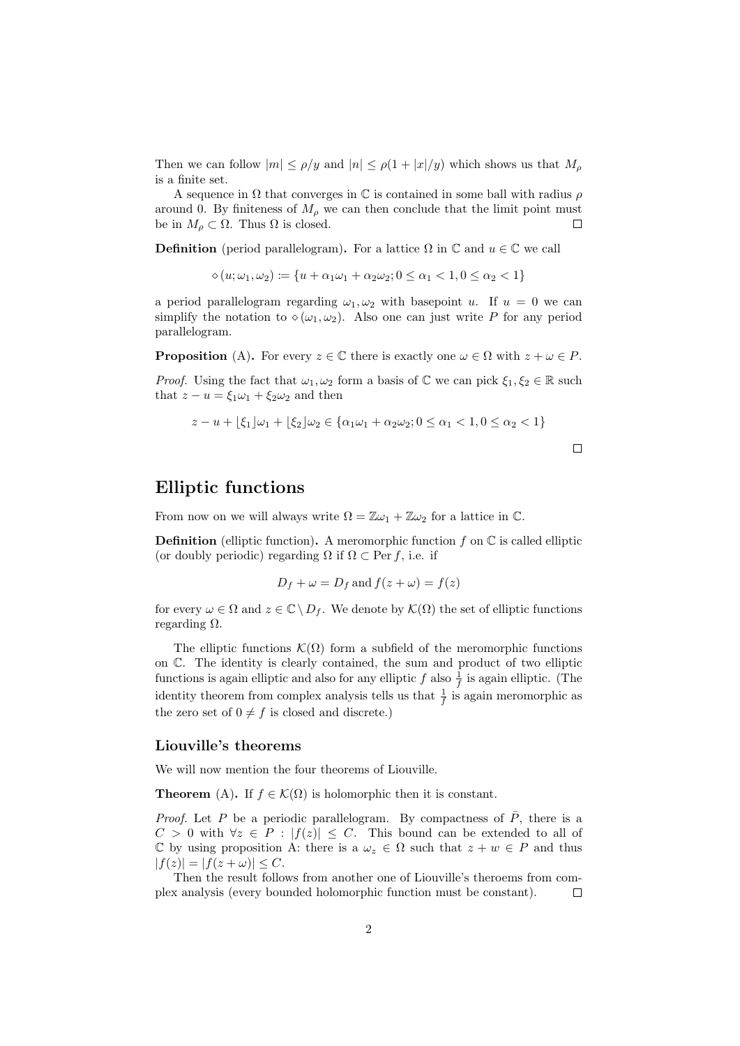Then we can follow $|m| \leq \rho/y$ and $|n| \leq \rho(1 + |x|/y)$ which shows us that $M_\rho$ is a finite set.

A sequence in $\Omega$ that converges in $\mathbb{C}$ is contained in some ball with radius $\rho$ around 0. By finiteness of $M_\rho$ we can then conclude that the limit point must be in $M_\rho \subset \Omega$. Thus $\Omega$ is closed. ◻

**Definition** (period parallelogram)**.** For a lattice $\Omega$ in $\mathbb{C}$ and $u \in \mathbb{C}$ we call

$$\diamond(u; \omega_1, \omega_2) := \{u + \alpha_1\omega_1 + \alpha_2\omega_2; 0 \leq \alpha_1 < 1, 0 \leq \alpha_2 < 1\}$$

a period parallelogram regarding $\omega_1, \omega_2$ with basepoint $u$. If $u = 0$ we can simplify the notation to $\diamond(\omega_1, \omega_2)$. Also one can just write $P$ for any period parallelogram.

**Proposition** (A)**.** For every $z \in \mathbb{C}$ there is exactly one $\omega \in \Omega$ with $z + \omega \in P$.

*Proof.* Using the fact that $\omega_1, \omega_2$ form a basis of $\mathbb{C}$ we can pick $\xi_1, \xi_2 \in \mathbb{R}$ such that $z - u = \xi_1\omega_1 + \xi_2\omega_2$ and then

$$z - u + \lfloor \xi_1 \rfloor \omega_1 + \lfloor \xi_2 \rfloor \omega_2 \in \{\alpha_1\omega_1 + \alpha_2\omega_2; 0 \leq \alpha_1 < 1, 0 \leq \alpha_2 < 1\}$$

◻

## Elliptic functions

From now on we will always write $\Omega = \mathbb{Z}\omega_1 + \mathbb{Z}\omega_2$ for a lattice in $\mathbb{C}$.

**Definition** (elliptic function)**.** A meromorphic function $f$ on $\mathbb{C}$ is called elliptic (or doubly periodic) regarding $\Omega$ if $\Omega \subset \operatorname{Per} f$, i.e. if

$$D_f + \omega = D_f \text{ and } f(z + \omega) = f(z)$$

for every $\omega \in \Omega$ and $z \in \mathbb{C} \setminus D_f$. We denote by $\mathcal{K}(\Omega)$ the set of elliptic functions regarding $\Omega$.

The elliptic functions $\mathcal{K}(\Omega)$ form a subfield of the meromorphic functions on $\mathbb{C}$. The identity is clearly contained, the sum and product of two elliptic functions is again elliptic and also for any elliptic $f$ also $\frac{1}{f}$ is again elliptic. (The identity theorem from complex analysis tells us that $\frac{1}{f}$ is again meromorphic as the zero set of $0 \neq f$ is closed and discrete.)

### Liouville's theorems

We will now mention the four theorems of Liouville.

**Theorem** (A)**.** If $f \in \mathcal{K}(\Omega)$ is holomorphic then it is constant.

*Proof.* Let $P$ be a periodic parallelogram. By compactness of $\bar{P}$, there is a $C > 0$ with $\forall z \in P : |f(z)| \leq C$. This bound can be extended to all of $\mathbb{C}$ by using proposition A: there is a $\omega_z \in \Omega$ such that $z + w \in P$ and thus $|f(z)| = |f(z + \omega)| \leq C$.

Then the result follows from another one of Liouville's theroems from complex analysis (every bounded holomorphic function must be constant). ◻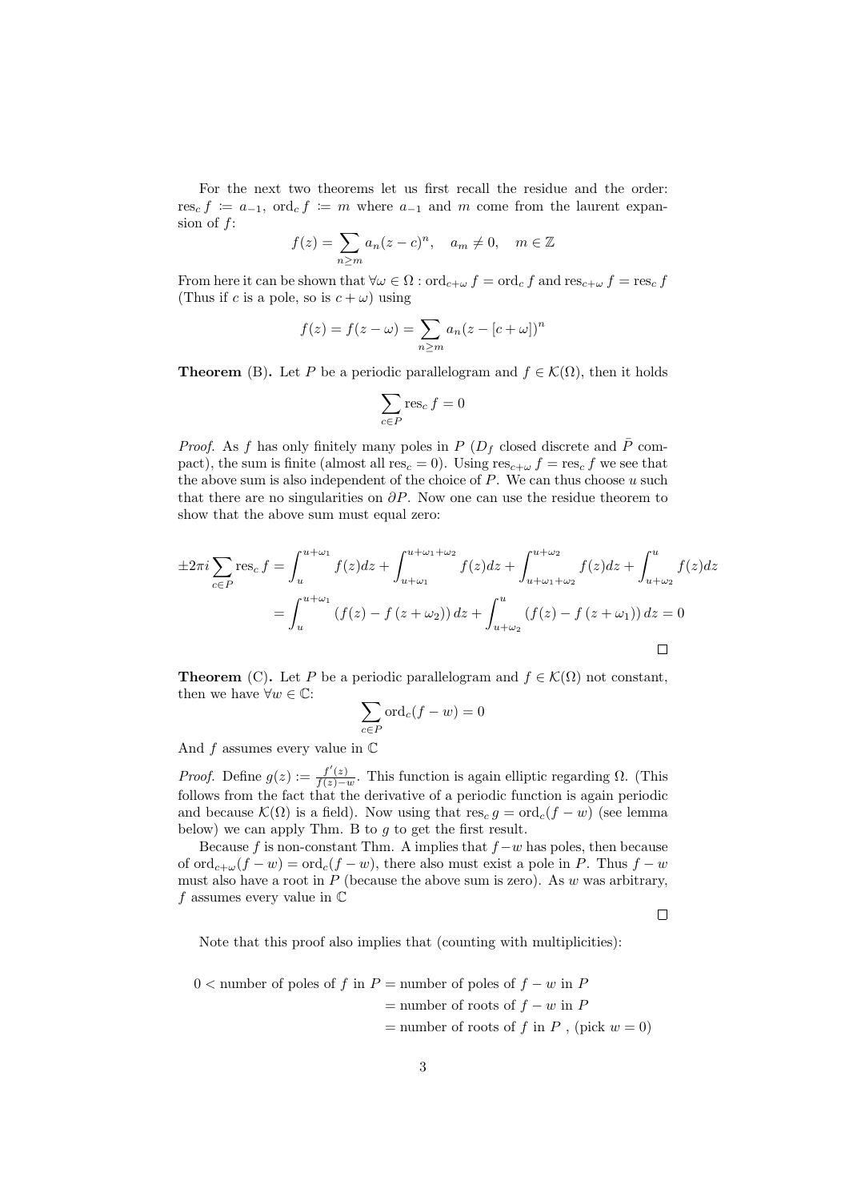For the next two theorems let us first recall the residue and the order: $\operatorname{res}_c f := a_{-1}$, $\operatorname{ord}_c f := m$ where $a_{-1}$ and $m$ come from the laurent expansion of $f$:

$$f(z) = \sum_{n \geq m} a_n (z-c)^n, \quad a_m \neq 0, \quad m \in \mathbb{Z}$$

From here it can be shown that $\forall \omega \in \Omega : \operatorname{ord}_{c+\omega} f = \operatorname{ord}_c f$ and $\operatorname{res}_{c+\omega} f = \operatorname{res}_c f$ (Thus if $c$ is a pole, so is $c+\omega$) using

$$f(z) = f(z-\omega) = \sum_{n \geq m} a_n (z - [c+\omega])^n$$

**Theorem** (B)**.** Let $P$ be a periodic parallelogram and $f \in \mathcal{K}(\Omega)$, then it holds

$$\sum_{c \in P} \operatorname{res}_c f = 0$$

*Proof.* As $f$ has only finitely many poles in $P$ ($D_f$ closed discrete and $\bar{P}$ compact), the sum is finite (almost all $\operatorname{res}_c = 0$). Using $\operatorname{res}_{c+\omega} f = \operatorname{res}_c f$ we see that the above sum is also independent of the choice of $P$. We can thus choose $u$ such that there are no singularities on $\partial P$. Now one can use the residue theorem to show that the above sum must equal zero:

$$\begin{aligned}
\pm 2\pi i \sum_{c \in P} \operatorname{res}_c f &= \int_u^{u+\omega_1} f(z)dz + \int_{u+\omega_1}^{u+\omega_1+\omega_2} f(z)dz + \int_{u+\omega_1+\omega_2}^{u+\omega_2} f(z)dz + \int_{u+\omega_2}^{u} f(z)dz \\
&= \int_u^{u+\omega_1} \left(f(z) - f\left(z+\omega_2\right)\right) dz + \int_{u+\omega_2}^{u} \left(f(z) - f\left(z+\omega_1\right)\right) dz = 0
\end{aligned}$$

□

**Theorem** (C)**.** Let $P$ be a periodic parallelogram and $f \in \mathcal{K}(\Omega)$ not constant, then we have $\forall w \in \mathbb{C}$:

$$\sum_{c \in P} \operatorname{ord}_c (f-w) = 0$$

And $f$ assumes every value in $\mathbb{C}$

*Proof.* Define $g(z) := \frac{f'(z)}{f(z)-w}$. This function is again elliptic regarding $\Omega$. (This follows from the fact that the derivative of a periodic function is again periodic and because $\mathcal{K}(\Omega)$ is a field). Now using that $\operatorname{res}_c g = \operatorname{ord}_c(f-w)$ (see lemma below) we can apply Thm. B to $g$ to get the first result.

Because $f$ is non-constant Thm. A implies that $f-w$ has poles, then because of $\operatorname{ord}_{c+\omega}(f-w) = \operatorname{ord}_c(f-w)$, there also must exist a pole in $P$. Thus $f-w$ must also have a root in $P$ (because the above sum is zero). As $w$ was arbitrary, $f$ assumes every value in $\mathbb{C}$

□

Note that this proof also implies that (counting with multiplicities):

$$\begin{aligned}
0 < \text{number of poles of } f \text{ in } P &= \text{number of poles of } f-w \text{ in } P \\
&= \text{number of roots of } f-w \text{ in } P \\
&= \text{number of roots of } f \text{ in } P \text{ , (pick } w=0)
\end{aligned}$$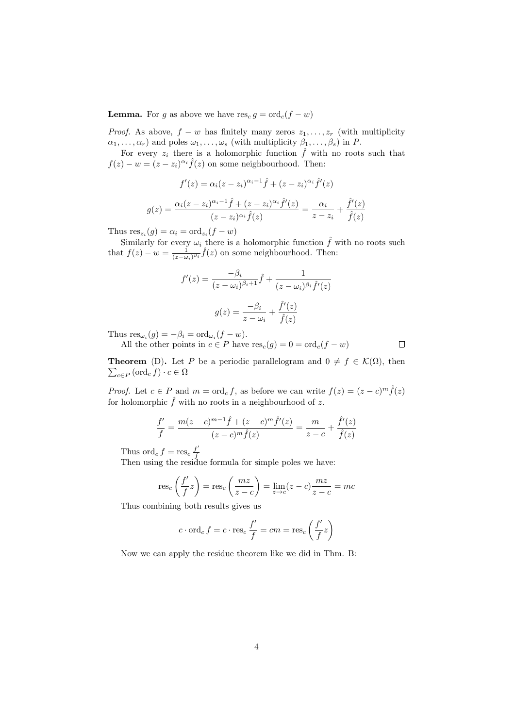**Lemma.** For $g$ as above we have $\operatorname{res}_c g = \operatorname{ord}_c(f - w)$

*Proof.* As above, $f - w$ has finitely many zeros $z_1, \dots, z_r$ (with multiplicity $\alpha_1, \dots, \alpha_r$) and poles $\omega_1, \dots, \omega_s$ (with multiplicity $\beta_1, \dots, \beta_s$) in $P$.

For every $z_i$ there is a holomorphic function $\hat{f}$ with no roots such that $f(z) - w = (z - z_i)^{\alpha_i} \hat{f}(z)$ on some neighbourhood. Then:

$$f'(z) = \alpha_i (z - z_i)^{\alpha_i - 1} \hat{f} + (z - z_i)^{\alpha_i} \hat{f}'(z)$$

$$g(z) = \frac{\alpha_i (z - z_i)^{\alpha_i - 1} \hat{f} + (z - z_i)^{\alpha_i} \hat{f}'(z)}{(z - z_i)^{\alpha_i} \hat{f}(z)} = \frac{\alpha_i}{z - z_i} + \frac{\hat{f}'(z)}{\hat{f}(z)}$$

Thus $\operatorname{res}_{z_i}(g) = \alpha_i = \operatorname{ord}_{z_i}(f - w)$

Similarly for every $\omega_i$ there is a holomorphic function $\hat{f}$ with no roots such that $f(z) - w = \frac{1}{(z - \omega_i)^{\beta_i}} \hat{f}(z)$ on some neighbourhood. Then:

$$f'(z) = \frac{-\beta_i}{(z - \omega_i)^{\beta_i + 1}} \hat{f} + \frac{1}{(z - \omega_i)^{\beta_i} \hat{f}'(z)}$$

$$g(z) = \frac{-\beta_i}{z - \omega_i} + \frac{\hat{f}'(z)}{\hat{f}(z)}$$

Thus $\operatorname{res}_{\omega_i}(g) = -\beta_i = \operatorname{ord}_{\omega_i}(f - w)$.

All the other points in $c \in P$ have $\operatorname{res}_c(g) = 0 = \operatorname{ord}_c(f - w)$ ◻

**Theorem** (D)**.** Let $P$ be a periodic parallelogram and $0 \neq f \in \mathcal{K}(\Omega)$, then $\sum_{c \in P} (\operatorname{ord}_c f) \cdot c \in \Omega$

*Proof.* Let $c \in P$ and $m = \operatorname{ord}_c f$, as before we can write $f(z) = (z - c)^m \hat{f}(z)$ for holomorphic $\hat{f}$ with no roots in a neighbourhood of $z$.

$$\frac{f'}{f} = \frac{m(z - c)^{m-1} \hat{f} + (z - c)^m \hat{f}'(z)}{(z - c)^m \hat{f}(z)} = \frac{m}{z - c} + \frac{\hat{f}'(z)}{\hat{f}(z)}$$

Thus $\operatorname{ord}_c f = \operatorname{res}_c \frac{f'}{f}$

Then using the residue formula for simple poles we have:

$$\operatorname{res}_c \left( \frac{f'}{f} z \right) = \operatorname{res}_c \left( \frac{mz}{z - c} \right) = \lim_{z \to c} (z - c) \frac{mz}{z - c} = mc$$

Thus combining both results gives us

$$c \cdot \operatorname{ord}_c f = c \cdot \operatorname{res}_c \frac{f'}{f} = cm = \operatorname{res}_c \left( \frac{f'}{f} z \right)$$

Now we can apply the residue theorem like we did in Thm. B: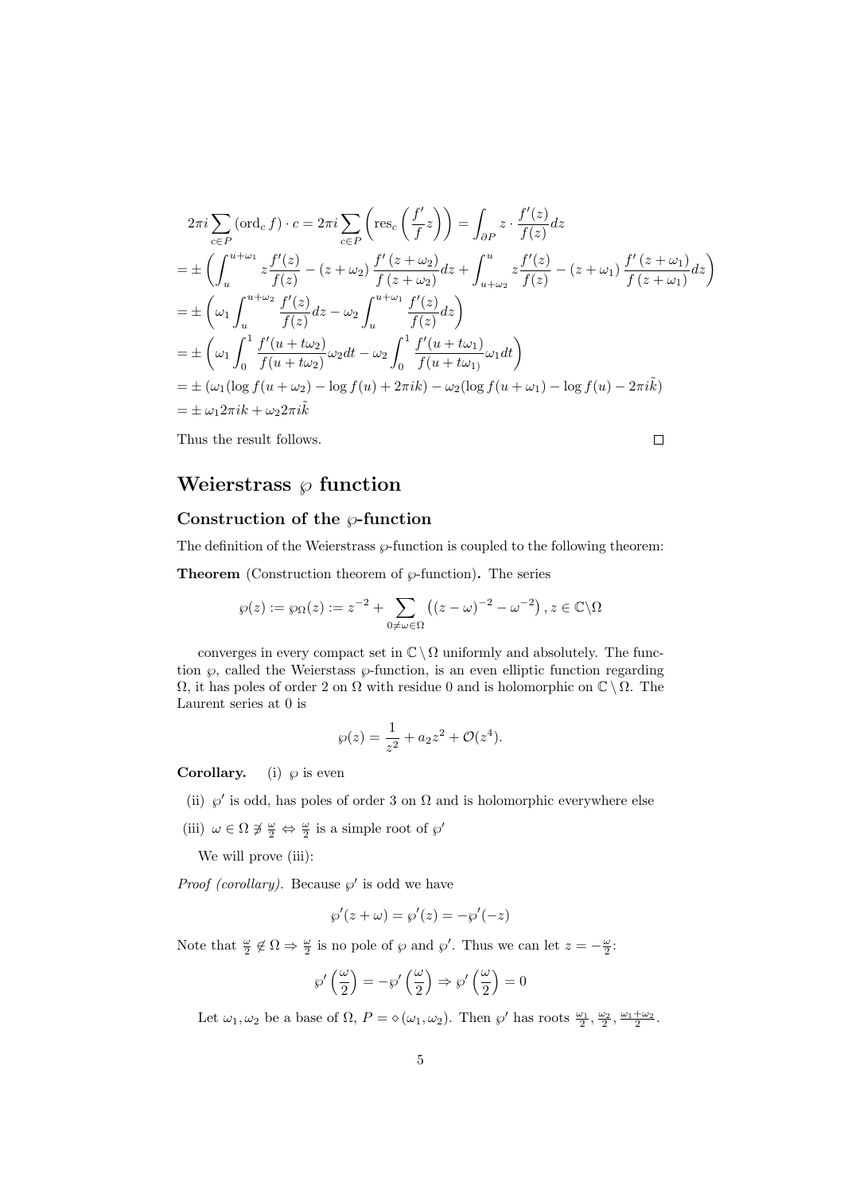$$
\begin{aligned}
&2\pi i \sum_{c\in P} (\operatorname{ord}_c f)\cdot c = 2\pi i \sum_{c\in P}\left(\operatorname{res}_c\left(\frac{f'}{f}z\right)\right) = \int_{\partial P} z\cdot\frac{f'(z)}{f(z)}dz \\
&= \pm\left(\int_u^{u+\omega_1} z\frac{f'(z)}{f(z)} - (z+\omega_2)\frac{f'(z+\omega_2)}{f(z+\omega_2)}dz + \int_{u+\omega_2}^{u} z\frac{f'(z)}{f(z)} - (z+\omega_1)\frac{f'(z+\omega_1)}{f(z+\omega_1)}dz\right) \\
&= \pm\left(\omega_1\int_u^{u+\omega_2}\frac{f'(z)}{f(z)}dz - \omega_2\int_u^{u+\omega_1}\frac{f'(z)}{f(z)}dz\right) \\
&= \pm\left(\omega_1\int_0^1\frac{f'(u+t\omega_2)}{f(u+t\omega_2)}\omega_2 dt - \omega_2\int_0^1\frac{f'(u+t\omega_1)}{f(u+t\omega_1)}\omega_1 dt\right) \\
&= \pm\left(\omega_1(\log f(u+\omega_2) - \log f(u) + 2\pi i k) - \omega_2(\log f(u+\omega_1) - \log f(u) - 2\pi i\tilde{k}\right) \\
&= \pm\,\omega_1 2\pi i k + \omega_2 2\pi i\tilde{k}
\end{aligned}
$$

Thus the result follows. ∎

# Weierstrass $\wp$ function

## Construction of the $\wp$-function

The definition of the Weierstrass $\wp$-function is coupled to the following theorem:

**Theorem** (Construction theorem of $\wp$-function)**.** The series

$$
\wp(z) := \wp_\Omega(z) := z^{-2} + \sum_{0\neq\omega\in\Omega}\left((z-\omega)^{-2} - \omega^{-2}\right), z\in\mathbb{C}\backslash\Omega
$$

converges in every compact set in $\mathbb{C}\setminus\Omega$ uniformly and absolutely. The function $\wp$, called the Weierstrass $\wp$-function, is an even elliptic function regarding $\Omega$, it has poles of order 2 on $\Omega$ with residue 0 and is holomorphic on $\mathbb{C}\setminus\Omega$. The Laurent series at 0 is

$$
\wp(z) = \frac{1}{z^2} + a_2 z^2 + \mathcal{O}(z^4).
$$

**Corollary.** (i) $\wp$ is even

(ii) $\wp'$ is odd, has poles of order 3 on $\Omega$ and is holomorphic everywhere else

(iii) $\omega\in\Omega\not\ni\frac{\omega}{2}\Leftrightarrow\frac{\omega}{2}$ is a simple root of $\wp'$

We will prove (iii):

*Proof (corollary).* Because $\wp'$ is odd we have

$$
\wp'(z+\omega) = \wp'(z) = -\wp'(-z)
$$

Note that $\frac{\omega}{2}\notin\Omega\Rightarrow\frac{\omega}{2}$ is no pole of $\wp$ and $\wp'$. Thus we can let $z = -\frac{\omega}{2}$:

$$
\wp'\left(\frac{\omega}{2}\right) = -\wp'\left(\frac{\omega}{2}\right)\Rightarrow\wp'\left(\frac{\omega}{2}\right) = 0
$$

Let $\omega_1, \omega_2$ be a base of $\Omega$, $P = \diamond(\omega_1, \omega_2)$. Then $\wp'$ has roots $\frac{\omega_1}{2}$, $\frac{\omega_2}{2}$, $\frac{\omega_1+\omega_2}{2}$.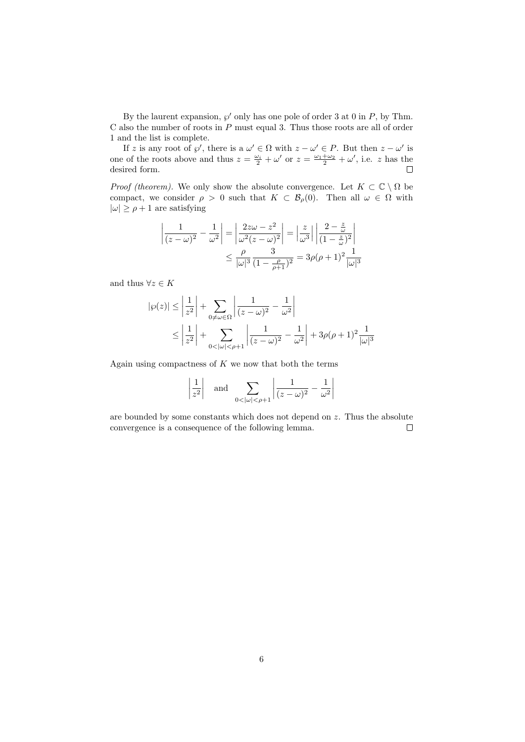By the laurent expansion, $\wp'$ only has one pole of order 3 at 0 in $P$, by Thm. C also the number of roots in $P$ must equal 3. Thus those roots are all of order 1 and the list is complete.

If $z$ is any root of $\wp'$, there is a $\omega' \in \Omega$ with $z - \omega' \in P$. But then $z - \omega'$ is one of the roots above and thus $z = \frac{\omega_i}{2} + \omega'$ or $z = \frac{\omega_1 + \omega_2}{2} + \omega'$, i.e. $z$ has the desired form. $\square$

*Proof (theorem).* We only show the absolute convergence. Let $K \subset \mathbb{C} \setminus \Omega$ be compact, we consider $\rho > 0$ such that $K \subset \mathcal{B}_\rho(0)$. Then all $\omega \in \Omega$ with $|\omega| \geq \rho + 1$ are satisfying

$$
\begin{aligned}
\left| \frac{1}{(z-\omega)^2} - \frac{1}{\omega^2} \right| = \left| \frac{2z\omega - z^2}{\omega^2 (z-\omega)^2} \right| = \left| \frac{z}{\omega^3} \right| \left| \frac{2 - \frac{z}{\omega}}{(1 - \frac{z}{\omega})^2} \right| \\
\leq \frac{\rho}{|\omega|^3} \frac{3}{(1 - \frac{\rho}{\rho+1})^2} = 3\rho(\rho+1)^2 \frac{1}{|\omega|^3}
\end{aligned}
$$

and thus $\forall z \in K$

$$
\begin{aligned}
|\wp(z)| &\leq \left| \frac{1}{z^2} \right| + \sum_{0 \neq \omega \in \Omega} \left| \frac{1}{(z-\omega)^2} - \frac{1}{\omega^2} \right| \\
&\leq \left| \frac{1}{z^2} \right| + \sum_{0 < |\omega| < \rho+1} \left| \frac{1}{(z-\omega)^2} - \frac{1}{\omega^2} \right| + 3\rho(\rho+1)^2 \frac{1}{|\omega|^3}
\end{aligned}
$$

Again using compactness of $K$ we now that both the terms

$$
\left| \frac{1}{z^2} \right| \quad \text{and} \quad \sum_{0 < |\omega| < \rho+1} \left| \frac{1}{(z-\omega)^2} - \frac{1}{\omega^2} \right|
$$

are bounded by some constants which does not depend on $z$. Thus the absolute convergence is a consequence of the following lemma. $\square$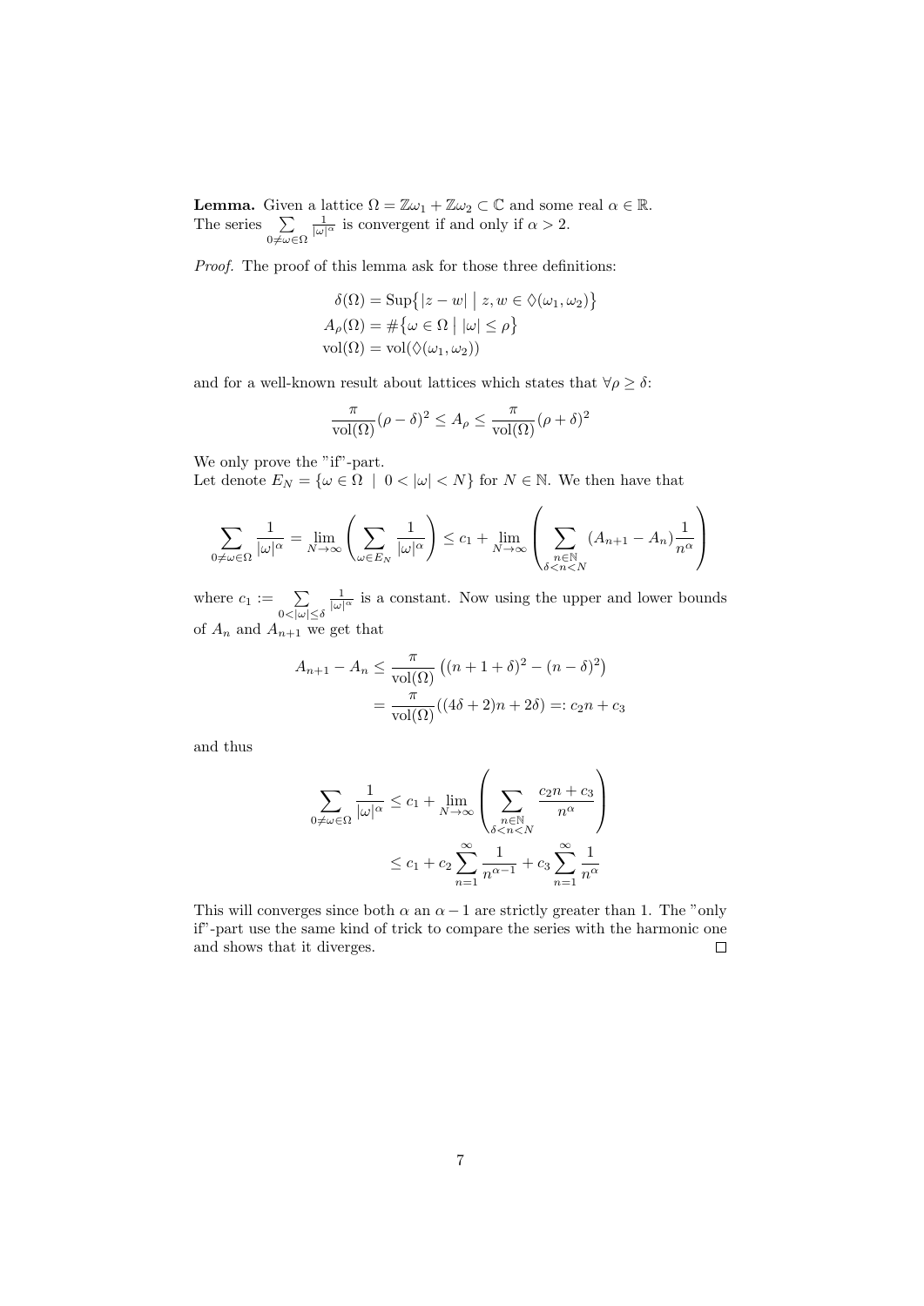**Lemma.** Given a lattice $\Omega = \mathbb{Z}\omega_1 + \mathbb{Z}\omega_2 \subset \mathbb{C}$ and some real $\alpha \in \mathbb{R}$. The series $\sum_{0 \neq \omega \in \Omega} \frac{1}{|\omega|^\alpha}$ is convergent if and only if $\alpha > 2$.

*Proof.* The proof of this lemma ask for those three definitions:

$$\begin{aligned}
\delta(\Omega) &= \operatorname{Sup}\{|z-w| \mid z, w \in \lozenge(\omega_1, \omega_2)\} \\
A_\rho(\Omega) &= \#\{\omega \in \Omega \mid |\omega| \leq \rho\} \\
\operatorname{vol}(\Omega) &= \operatorname{vol}(\lozenge(\omega_1, \omega_2))
\end{aligned}$$

and for a well-known result about lattices which states that $\forall \rho \geq \delta$:

$$\frac{\pi}{\operatorname{vol}(\Omega)}(\rho - \delta)^2 \leq A_\rho \leq \frac{\pi}{\operatorname{vol}(\Omega)}(\rho + \delta)^2$$

We only prove the "if"-part.
Let denote $E_N = \{\omega \in \Omega \mid 0 < |\omega| < N\}$ for $N \in \mathbb{N}$. We then have that

$$\sum_{0 \neq \omega \in \Omega} \frac{1}{|\omega|^\alpha} = \lim_{N \to \infty} \left( \sum_{\omega \in E_N} \frac{1}{|\omega|^\alpha} \right) \leq c_1 + \lim_{N \to \infty} \left( \sum_{\substack{n \in \mathbb{N} \\ \delta < n < N}} (A_{n+1} - A_n) \frac{1}{n^\alpha} \right)$$

where $c_1 := \sum_{0 < |\omega| \leq \delta} \frac{1}{|\omega|^\alpha}$ is a constant. Now using the upper and lower bounds of $A_n$ and $A_{n+1}$ we get that

$$\begin{aligned}
A_{n+1} - A_n &\leq \frac{\pi}{\operatorname{vol}(\Omega)} \left( (n+1+\delta)^2 - (n-\delta)^2 \right) \\
&= \frac{\pi}{\operatorname{vol}(\Omega)}((4\delta + 2)n + 2\delta) =: c_2 n + c_3
\end{aligned}$$

and thus

$$\begin{aligned}
\sum_{0 \neq \omega \in \Omega} \frac{1}{|\omega|^\alpha} &\leq c_1 + \lim_{N \to \infty} \left( \sum_{\substack{n \in \mathbb{N} \\ \delta < n < N}} \frac{c_2 n + c_3}{n^\alpha} \right) \\
&\leq c_1 + c_2 \sum_{n=1}^{\infty} \frac{1}{n^{\alpha - 1}} + c_3 \sum_{n=1}^{\infty} \frac{1}{n^\alpha}
\end{aligned}$$

This will converges since both $\alpha$ an $\alpha - 1$ are strictly greater than 1. The "only if"-part use the same kind of trick to compare the series with the harmonic one and shows that it diverges. $\square$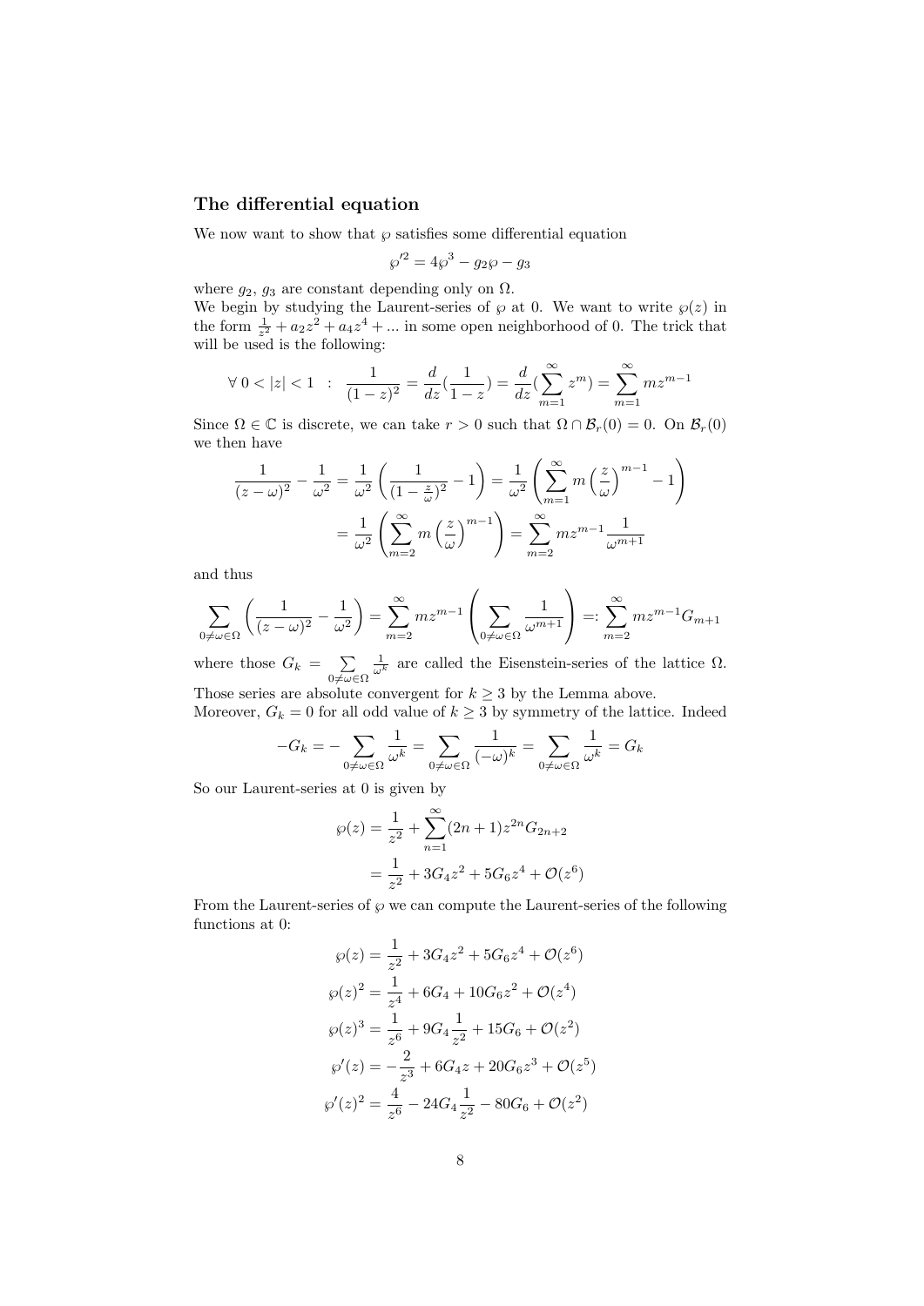### The differential equation

We now want to show that $\wp$ satisfies some differential equation

$$\wp'^2 = 4\wp^3 - g_2\wp - g_3$$

where $g_2$, $g_3$ are constant depending only on $\Omega$.
We begin by studying the Laurent-series of $\wp$ at 0. We want to write $\wp(z)$ in the form $\frac{1}{z^2} + a_2 z^2 + a_4 z^4 + ...$ in some open neighborhood of 0. The trick that will be used is the following:

$$\forall\ 0 < |z| < 1 \quad : \quad \frac{1}{(1-z)^2} = \frac{d}{dz}(\frac{1}{1-z}) = \frac{d}{dz}(\sum_{m=1}^{\infty} z^m) = \sum_{m=1}^{\infty} m z^{m-1}$$

Since $\Omega \in \mathbb{C}$ is discrete, we can take $r > 0$ such that $\Omega \cap \mathcal{B}_r(0) = 0$. On $\mathcal{B}_r(0)$ we then have

$$\frac{1}{(z-\omega)^2} - \frac{1}{\omega^2} = \frac{1}{\omega^2}\left(\frac{1}{(1-\frac{z}{\omega})^2} - 1\right) = \frac{1}{\omega^2}\left(\sum_{m=1}^{\infty} m\left(\frac{z}{\omega}\right)^{m-1} - 1\right)$$

$$= \frac{1}{\omega^2}\left(\sum_{m=2}^{\infty} m\left(\frac{z}{\omega}\right)^{m-1}\right) = \sum_{m=2}^{\infty} m z^{m-1}\frac{1}{\omega^{m+1}}$$

and thus

$$\sum_{0\neq\omega\in\Omega}\left(\frac{1}{(z-\omega)^2} - \frac{1}{\omega^2}\right) = \sum_{m=2}^{\infty} m z^{m-1}\left(\sum_{0\neq\omega\in\Omega}\frac{1}{\omega^{m+1}}\right) =: \sum_{m=2}^{\infty} m z^{m-1} G_{m+1}$$

where those $G_k = \sum_{0\neq\omega\in\Omega}\frac{1}{\omega^k}$ are called the Eisenstein-series of the lattice $\Omega$. Those series are absolute convergent for $k \geq 3$ by the Lemma above.
Moreover, $G_k = 0$ for all odd value of $k \geq 3$ by symmetry of the lattice. Indeed

$$-G_k = -\sum_{0\neq\omega\in\Omega}\frac{1}{\omega^k} = \sum_{0\neq\omega\in\Omega}\frac{1}{(-\omega)^k} = \sum_{0\neq\omega\in\Omega}\frac{1}{\omega^k} = G_k$$

So our Laurent-series at 0 is given by

$$\wp(z) = \frac{1}{z^2} + \sum_{n=1}^{\infty}(2n+1)z^{2n}G_{2n+2}$$

$$= \frac{1}{z^2} + 3G_4 z^2 + 5G_6 z^4 + \mathcal{O}(z^6)$$

From the Laurent-series of $\wp$ we can compute the Laurent-series of the following functions at 0:

$$\wp(z) = \frac{1}{z^2} + 3G_4 z^2 + 5G_6 z^4 + \mathcal{O}(z^6)$$

$$\wp(z)^2 = \frac{1}{z^4} + 6G_4 + 10G_6 z^2 + \mathcal{O}(z^4)$$

$$\wp(z)^3 = \frac{1}{z^6} + 9G_4\frac{1}{z^2} + 15G_6 + \mathcal{O}(z^2)$$

$$\wp'(z) = -\frac{2}{z^3} + 6G_4 z + 20G_6 z^3 + \mathcal{O}(z^5)$$

$$\wp'(z)^2 = \frac{4}{z^6} - 24G_4\frac{1}{z^2} - 80G_6 + \mathcal{O}(z^2)$$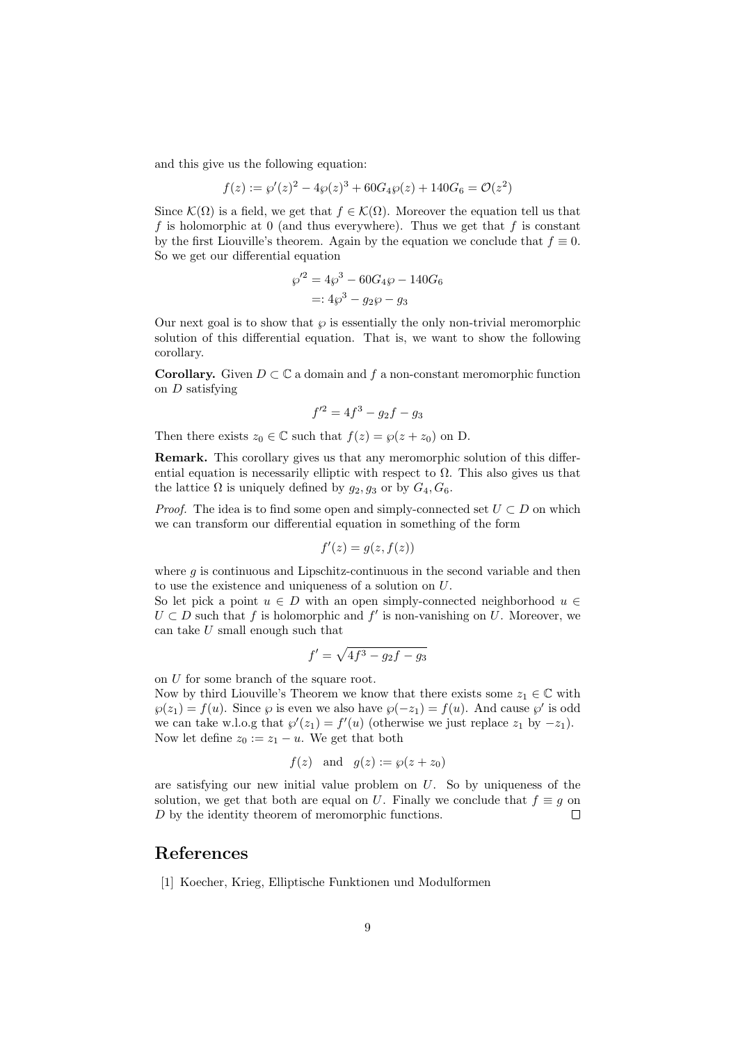and this give us the following equation:

$$f(z) := \wp'(z)^2 - 4\wp(z)^3 + 60G_4\wp(z) + 140G_6 = \mathcal{O}(z^2)$$

Since $\mathcal{K}(\Omega)$ is a field, we get that $f \in \mathcal{K}(\Omega)$. Moreover the equation tell us that $f$ is holomorphic at 0 (and thus everywhere). Thus we get that $f$ is constant by the first Liouville's theorem. Again by the equation we conclude that $f \equiv 0$. So we get our differential equation

$$\begin{aligned}\wp'^2 &= 4\wp^3 - 60G_4\wp - 140G_6 \\ &=: 4\wp^3 - g_2\wp - g_3\end{aligned}$$

Our next goal is to show that $\wp$ is essentially the only non-trivial meromorphic solution of this differential equation. That is, we want to show the following corollary.

**Corollary.** Given $D \subset \mathbb{C}$ a domain and $f$ a non-constant meromorphic function on $D$ satisfying

$$f'^2 = 4f^3 - g_2 f - g_3$$

Then there exists $z_0 \in \mathbb{C}$ such that $f(z) = \wp(z + z_0)$ on D.

**Remark.** This corollary gives us that any meromorphic solution of this differential equation is necessarily elliptic with respect to $\Omega$. This also gives us that the lattice $\Omega$ is uniquely defined by $g_2, g_3$ or by $G_4, G_6$.

*Proof.* The idea is to find some open and simply-connected set $U \subset D$ on which we can transform our differential equation in something of the form

$$f'(z) = g(z, f(z))$$

where $g$ is continuous and Lipschitz-continuous in the second variable and then to use the existence and uniqueness of a solution on $U$.
So let pick a point $u \in D$ with an open simply-connected neighborhood $u \in U \subset D$ such that $f$ is holomorphic and $f'$ is non-vanishing on $U$. Moreover, we can take $U$ small enough such that

$$f' = \sqrt{4f^3 - g_2 f - g_3}$$

on $U$ for some branch of the square root.
Now by third Liouville's Theorem we know that there exists some $z_1 \in \mathbb{C}$ with $\wp(z_1) = f(u)$. Since $\wp$ is even we also have $\wp(-z_1) = f(u)$. And cause $\wp'$ is odd we can take w.l.o.g that $\wp'(z_1) = f'(u)$ (otherwise we just replace $z_1$ by $-z_1$). Now let define $z_0 := z_1 - u$. We get that both

$$f(z) \quad \text{and} \quad g(z) := \wp(z + z_0)$$

are satisfying our new initial value problem on $U$. So by uniqueness of the solution, we get that both are equal on $U$. Finally we conclude that $f \equiv g$ on $D$ by the identity theorem of meromorphic functions. ∎

## References

[1] Koecher, Krieg, Elliptische Funktionen und Modulformen